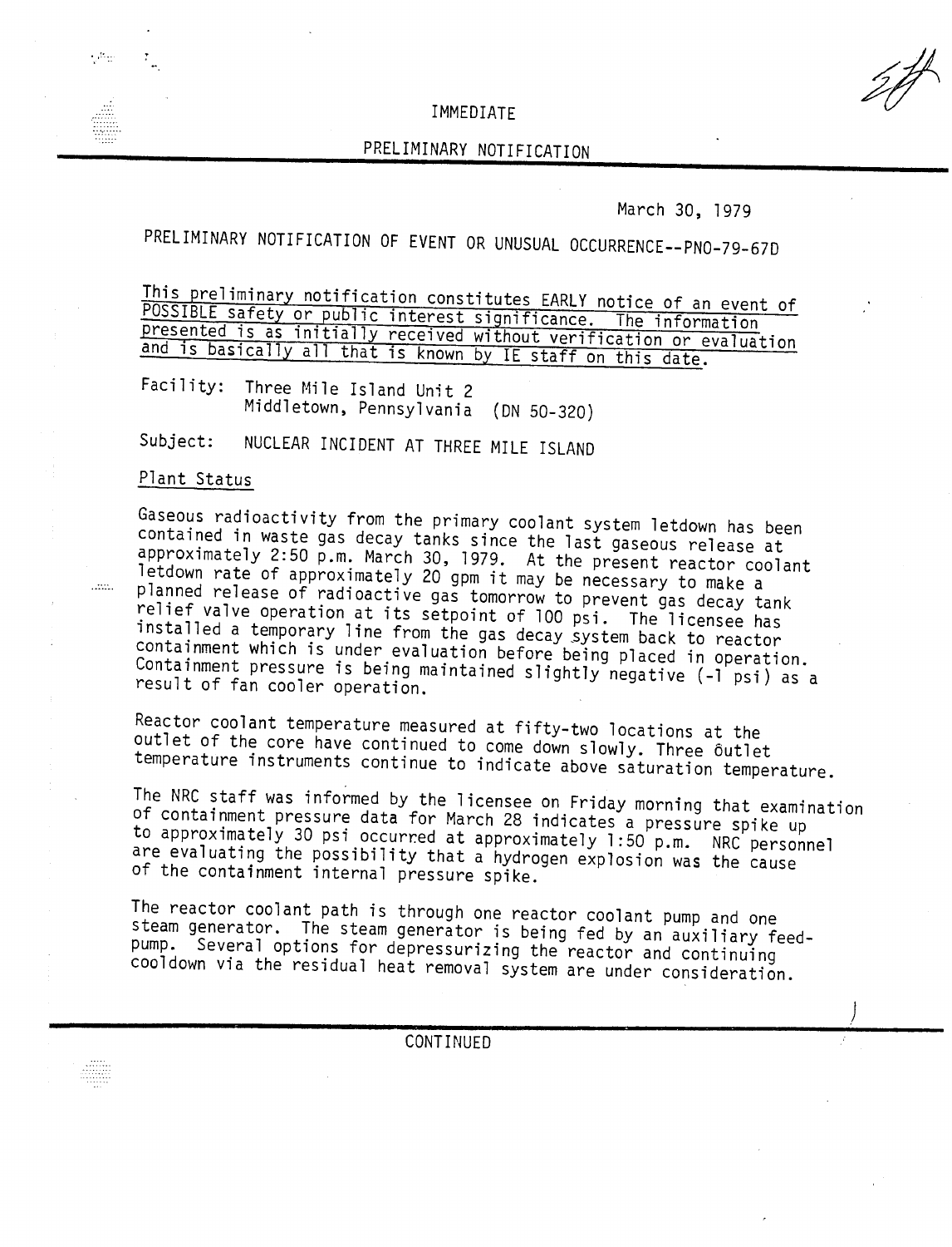IMMEDIATE

PRELIMINARY NOTIFICATION

March 30, 1979

PRELIMINARY NOTIFICATION OF EVENT OR UNUSUAL OCCURRENCE--PNO-79-67D

This preliminary notification constitutes EARLY notice of an event of POSSIBLE safety or public interest significance. The information presented is as initially received without verification or evaluation and is basically all that is known by IE staff on this date.

Facility: Three Mile Island Unit 2
Middletown, Pennsylvania (DN 50-320)

Subject: NUCLEAR INCIDENT AT THREE MILE ISLAND

Plant Status

Gaseous radioactivity from the primary coolant system letdown has been contained in waste gas decay tanks since the last gaseous release at approximately 2:50 p.m. March 30, 1979. At the present reactor coolant letdown rate of approximately 20 gpm it may be necessary to make a planned release of radioactive gas tomorrow to prevent gas decay tank relief valve operation at its setpoint of 100 psi. The licensee has installed a temporary line from the gas decay system back to reactor containment which is under evaluation before being placed in operation. Containment pressure is being maintained slightly negative (-1 psi) as a result of fan cooler operation.

Reactor coolant temperature measured at fifty-two locations at the outlet of the core have continued to come down slowly. Three outlet temperature instruments continue to indicate above saturation temperature.

The NRC staff was informed by the licensee on Friday morning that examination of containment pressure data for March 28 indicates a pressure spike up to approximately 30 psi occurred at approximately 1:50 p.m. NRC personnel are evaluating the possibility that a hydrogen explosion was the cause of the containment internal pressure spike.

The reactor coolant path is through one reactor coolant pump and one steam generator. The steam generator is being fed by an auxiliary feed-pump. Several options for depressurizing the reactor and continuing cooldown via the residual heat removal system are under consideration.

CONTINUED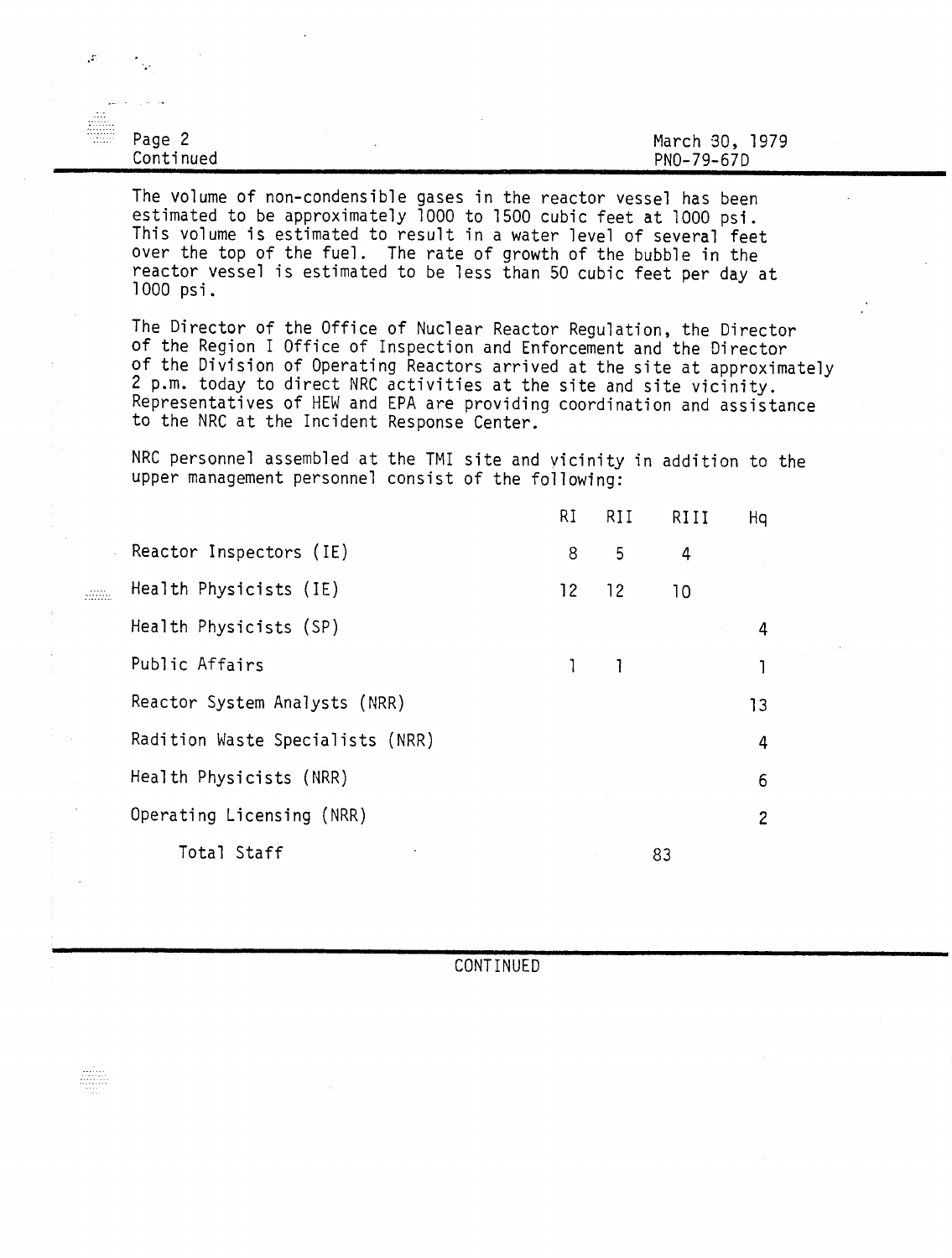Page 2
Continued

March 30, 1979
PNO-79-67D

The volume of non-condensible gases in the reactor vessel has been estimated to be approximately 1000 to 1500 cubic feet at 1000 psi. This volume is estimated to result in a water level of several feet over the top of the fuel. The rate of growth of the bubble in the reactor vessel is estimated to be less than 50 cubic feet per day at 1000 psi.

The Director of the Office of Nuclear Reactor Regulation, the Director of the Region I Office of Inspection and Enforcement and the Director of the Division of Operating Reactors arrived at the site at approximately 2 p.m. today to direct NRC activities at the site and site vicinity. Representatives of HEW and EPA are providing coordination and assistance to the NRC at the Incident Response Center.

NRC personnel assembled at the TMI site and vicinity in addition to the upper management personnel consist of the following:

| | RI | RII | RIII | Hq |
|---|---|---|---|---|
| Reactor Inspectors (IE) | 8 | 5 | 4 | |
| Health Physicists (IE) | 12 | 12 | 10 | |
| Health Physicists (SP) | | | | 4 |
| Public Affairs | 1 | 1 | | 1 |
| Reactor System Analysts (NRR) | | | | 13 |
| Radition Waste Specialists (NRR) | | | | 4 |
| Health Physicists (NRR) | | | | 6 |
| Operating Licensing (NRR) | | | | 2 |
| Total Staff | | | 83 | |

CONTINUED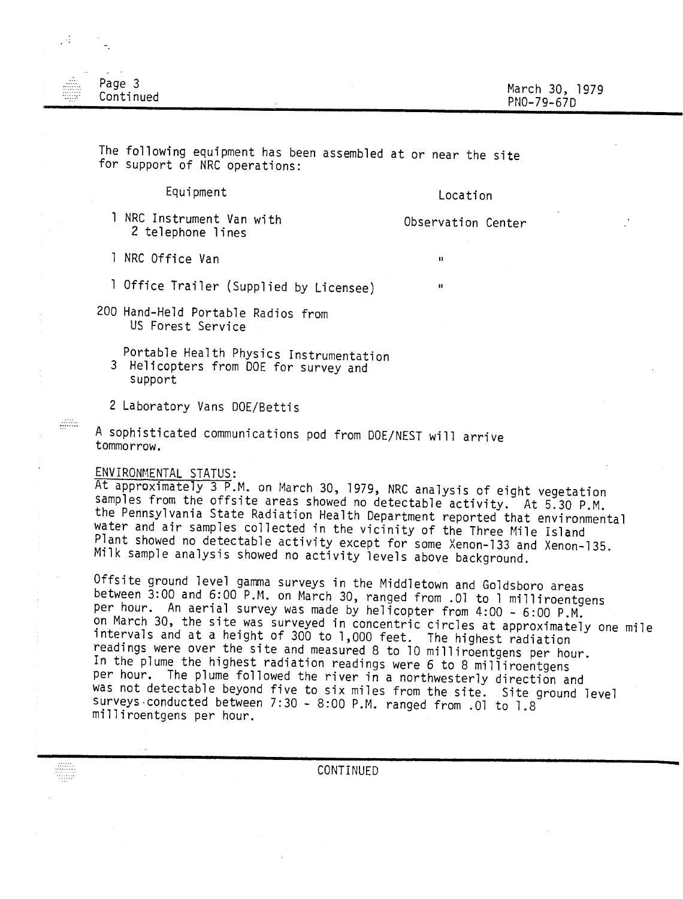The following equipment has been assembled at or near the site for support of NRC operations:

| Equipment | Location |
|---|---|
| 1 NRC Instrument Van with 2 telephone lines | Observation Center |
| 1 NRC Office Van | " |
| 1 Office Trailer (Supplied by Licensee) | " |
| 200 Hand-Held Portable Radios from US Forest Service | |
| Portable Health Physics Instrumentation | |
| 3 Helicopters from DOE for survey and support | |
| 2 Laboratory Vans DOE/Bettis | |

A sophisticated communications pod from DOE/NEST will arrive tommorrow.

ENVIRONMENTAL STATUS:

At approximately 3 P.M. on March 30, 1979, NRC analysis of eight vegetation samples from the offsite areas showed no detectable activity. At 5.30 P.M. the Pennsylvania State Radiation Health Department reported that environmental water and air samples collected in the vicinity of the Three Mile Island Plant showed no detectable activity except for some Xenon-133 and Xenon-135. Milk sample analysis showed no activity levels above background.

Offsite ground level gamma surveys in the Middletown and Goldsboro areas between 3:00 and 6:00 P.M. on March 30, ranged from .01 to 1 milliroentgens per hour. An aerial survey was made by helicopter from 4:00 - 6:00 P.M. on March 30, the site was surveyed in concentric circles at approximately one mile intervals and at a height of 300 to 1,000 feet. The highest radiation readings were over the site and measured 8 to 10 milliroentgens per hour. In the plume the highest radiation readings were 6 to 8 milliroentgens per hour. The plume followed the river in a northwesterly direction and was not detectable beyond five to six miles from the site. Site ground level surveys conducted between 7:30 - 8:00 P.M. ranged from .01 to 1.8 milliroentgens per hour.

CONTINUED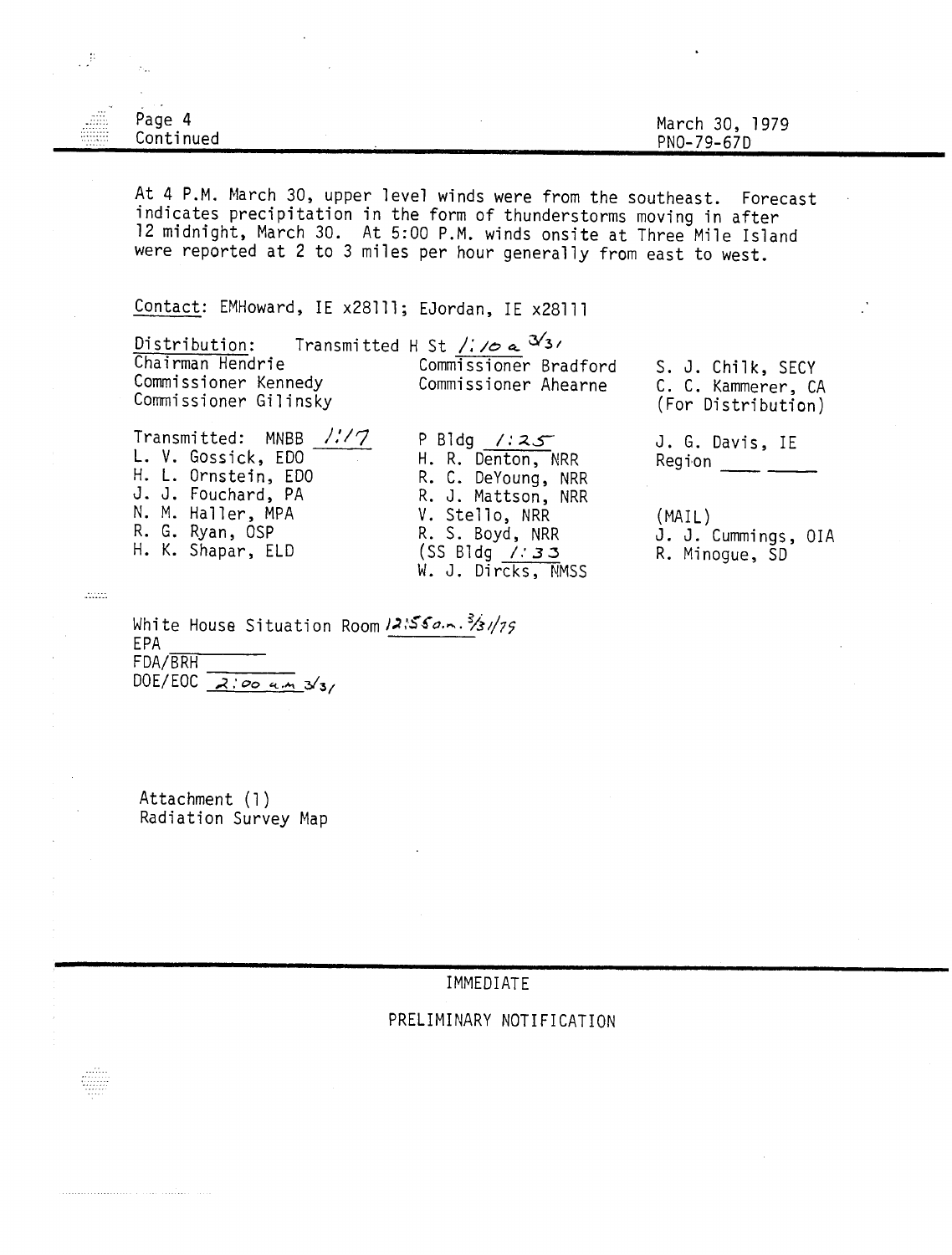Page 4
Continued

March 30, 1979
PNO-79-67D

At 4 P.M. March 30, upper level winds were from the southeast. Forecast indicates precipitation in the form of thunderstorms moving in after 12 midnight, March 30. At 5:00 P.M. winds onsite at Three Mile Island were reported at 2 to 3 miles per hour generally from east to west.

Contact: EMHoward, IE x28111; EJordan, IE x28111

Distribution: Transmitted H St 1:10 a 3/31

Chairman Hendrie
Commissioner Kennedy
Commissioner Gilinsky

Commissioner Bradford
Commissioner Ahearne

S. J. Chilk, SECY
C. C. Kammerer, CA
(For Distribution)

Transmitted: MNBB 1:17
L. V. Gossick, EDO
H. L. Ornstein, EDO
J. J. Fouchard, PA
N. M. Haller, MPA
R. G. Ryan, OSP
H. K. Shapar, ELD

P Bldg 1:25
H. R. Denton, NRR
R. C. DeYoung, NRR
R. J. Mattson, NRR
V. Stello, NRR
R. S. Boyd, NRR
(SS Bldg 1:33
W. J. Dircks, NMSS

J. G. Davis, IE
Region ____ ____

(MAIL)
J. J. Cummings, OIA
R. Minogue, SD

White House Situation Room 12:55 a.m. 3/31/79
EPA ________
FDA/BRH ________
DOE/EOC 2:00 a.m. 3/31

Attachment (1)
Radiation Survey Map

IMMEDIATE

PRELIMINARY NOTIFICATION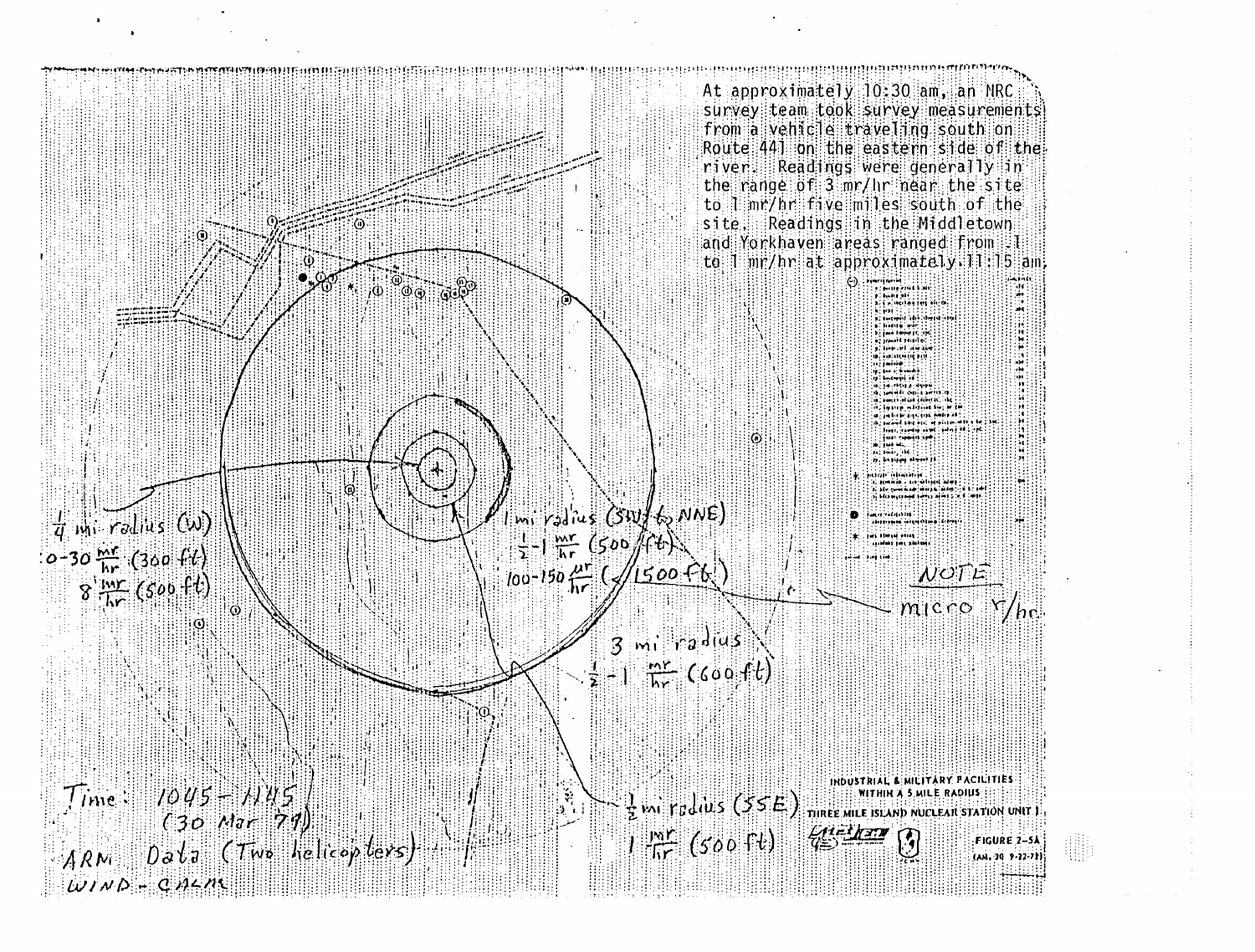At approximately 10:30 am, an NRC survey team took survey measurements from a vehicle traveling south on Route 441 on the eastern side of the river. Readings were generally in the range of 3 mr/hr near the site to 1 mr/hr five miles south of the site. Readings in the Middletown and Yorkhaven areas ranged from .1 to 1 mr/hr at approximately 11:15 am.

$\frac{1}{4}$ mi radius (W)
20-30 $\frac{mr}{hr}$ (300 ft)
8 $\frac{mr}{hr}$ (500 ft)

1 mi radius (SW to NNE)
$\frac{1}{2}$-1 $\frac{mr}{hr}$ (500 ft)
100-150 $\frac{\mu r}{hr}$ (< 1500 ft)

NOTE
micro r/hr

3 mi radius
$\frac{1}{2}$-1 $\frac{mr}{hr}$ (600 ft)

$\frac{1}{2}$ mi radius (SSE)
1 $\frac{mr}{hr}$ (500 ft)

Time: 1045 - 1145
(30 Mar 79)
ARM Data (Two helicopters)
WIND - CALM

INDUSTRIAL & MILITARY FACILITIES WITHIN A 5 MILE RADIUS
THREE MILE ISLAND NUCLEAR STATION UNIT 1
FIGURE 2-5A
(AM. 30 9-27-71)